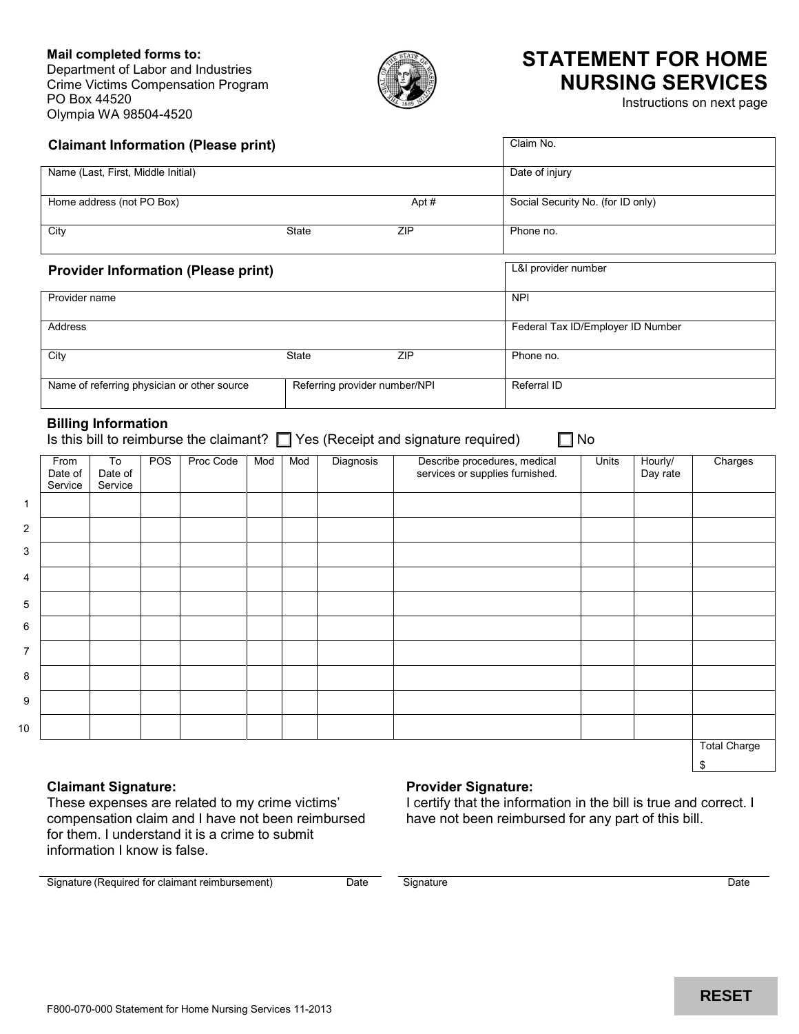**Mail completed forms to:**
Department of Labor and Industries
Crime Victims Compensation Program
PO Box 44520
Olympia WA 98504-4520

# STATEMENT FOR HOME NURSING SERVICES

Instructions on next page

### Claimant Information (Please print)

| | |
|---|---|
| | Claim No. |
| Name (Last, First, Middle Initial) | Date of injury |
| Home address (not PO Box) Apt # | Social Security No. (for ID only) |
| City State ZIP | Phone no. |

### Provider Information (Please print)

| | | |
|---|---|---|
| | | L&I provider number |
| Provider name | | NPI |
| Address | | Federal Tax ID/Employer ID Number |
| City State ZIP | | Phone no. |
| Name of referring physician or other source | Referring provider number/NPI | Referral ID |

### Billing Information

Is this bill to reimburse the claimant? ☐ Yes (Receipt and signature required) ☐ No

| | From Date of Service | To Date of Service | POS | Proc Code | Mod | Mod | Diagnosis | Describe procedures, medical services or supplies furnished. | Units | Hourly/ Day rate | Charges |
|---|---|---|---|---|---|---|---|---|---|---|---|
| 1 | | | | | | | | | | | |
| 2 | | | | | | | | | | | |
| 3 | | | | | | | | | | | |
| 4 | | | | | | | | | | | |
| 5 | | | | | | | | | | | |
| 6 | | | | | | | | | | | |
| 7 | | | | | | | | | | | |
| 8 | | | | | | | | | | | |
| 9 | | | | | | | | | | | |
| 10 | | | | | | | | | | | |
| | | | | | | | | | | | Total Charge $ |

**Claimant Signature:**
These expenses are related to my crime victims' compensation claim and I have not been reimbursed for them. I understand it is a crime to submit information I know is false.

Signature (Required for claimant reimbursement) Date

**Provider Signature:**
I certify that the information in the bill is true and correct. I have not been reimbursed for any part of this bill.

Signature Date

RESET

F800-070-000 Statement for Home Nursing Services 11-2013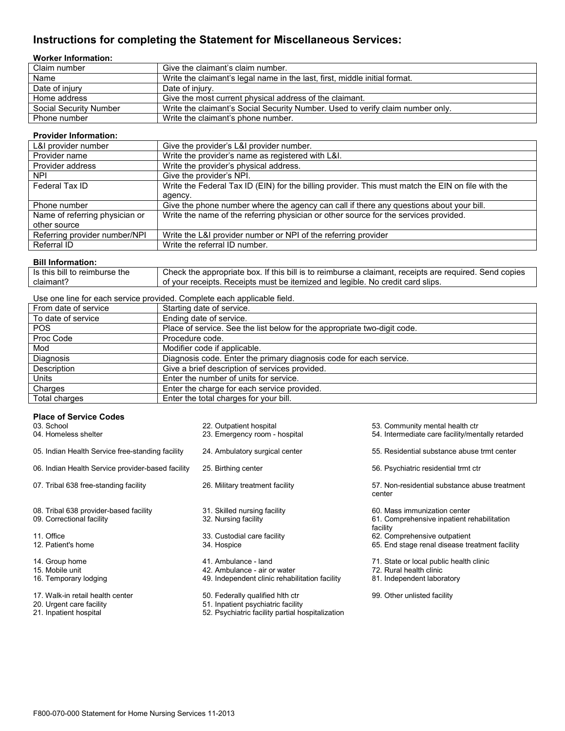# Instructions for completing the Statement for Miscellaneous Services:

**Worker Information:**

| | |
|---|---|
| Claim number | Give the claimant's claim number. |
| Name | Write the claimant's legal name in the last, first, middle initial format. |
| Date of injury | Date of injury. |
| Home address | Give the most current physical address of the claimant. |
| Social Security Number | Write the claimant's Social Security Number. Used to verify claim number only. |
| Phone number | Write the claimant's phone number. |

**Provider Information:**

| | |
|---|---|
| L&I provider number | Give the provider's L&I provider number. |
| Provider name | Write the provider's name as registered with L&I. |
| Provider address | Write the provider's physical address. |
| NPI | Give the provider's NPI. |
| Federal Tax ID | Write the Federal Tax ID (EIN) for the billing provider. This must match the EIN on file with the agency. |
| Phone number | Give the phone number where the agency can call if there any questions about your bill. |
| Name of referring physician or other source | Write the name of the referring physician or other source for the services provided. |
| Referring provider number/NPI | Write the L&I provider number or NPI of the referring provider |
| Referral ID | Write the referral ID number. |

**Bill Information:**

| | |
|---|---|
| Is this bill to reimburse the claimant? | Check the appropriate box. If this bill is to reimburse a claimant, receipts are required. Send copies of your receipts. Receipts must be itemized and legible. No credit card slips. |

Use one line for each service provided. Complete each applicable field.

| | |
|---|---|
| From date of service | Starting date of service. |
| To date of service | Ending date of service. |
| POS | Place of service. See the list below for the appropriate two-digit code. |
| Proc Code | Procedure code. |
| Mod | Modifier code if applicable. |
| Diagnosis | Diagnosis code. Enter the primary diagnosis code for each service. |
| Description | Give a brief description of services provided. |
| Units | Enter the number of units for service. |
| Charges | Enter the charge for each service provided. |
| Total charges | Enter the total charges for your bill. |

**Place of Service Codes**

03. School
04. Homeless shelter
05. Indian Health Service free-standing facility
06. Indian Health Service provider-based facility
07. Tribal 638 free-standing facility
08. Tribal 638 provider-based facility
09. Correctional facility
11. Office
12. Patient's home
14. Group home
15. Mobile unit
16. Temporary lodging
17. Walk-in retail health center
20. Urgent care facility
21. Inpatient hospital
22. Outpatient hospital
23. Emergency room - hospital
24. Ambulatory surgical center
25. Birthing center
26. Military treatment facility
31. Skilled nursing facility
32. Nursing facility
33. Custodial care facility
34. Hospice
41. Ambulance - land
42. Ambulance - air or water
49. Independent clinic rehabilitation facility
50. Federally qualified hlth ctr
51. Inpatient psychiatric facility
52. Psychiatric facility partial hospitalization
53. Community mental health ctr
54. Intermediate care facility/mentally retarded
55. Residential substance abuse trmt center
56. Psychiatric residential trmt ctr
57. Non-residential substance abuse treatment center
60. Mass immunization center
61. Comprehensive inpatient rehabilitation facility
62. Comprehensive outpatient
65. End stage renal disease treatment facility
71. State or local public health clinic
72. Rural health clinic
81. Independent laboratory
99. Other unlisted facility

F800-070-000 Statement for Home Nursing Services 11-2013